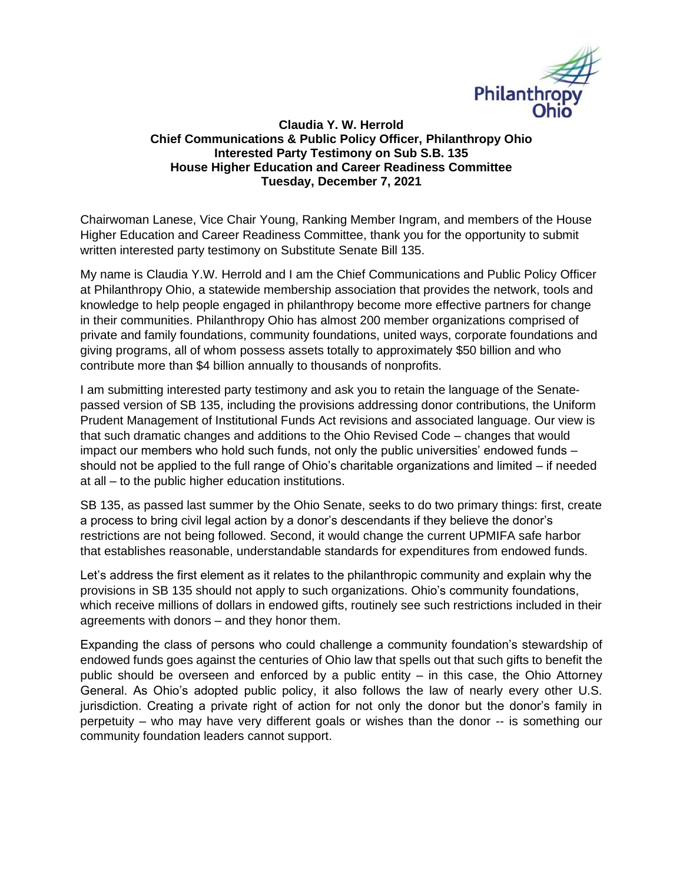**Claudia Y. W. Herrold**
**Chief Communications & Public Policy Officer, Philanthropy Ohio**
**Interested Party Testimony on Sub S.B. 135**
**House Higher Education and Career Readiness Committee**
**Tuesday, December 7, 2021**

Chairwoman Lanese, Vice Chair Young, Ranking Member Ingram, and members of the House Higher Education and Career Readiness Committee, thank you for the opportunity to submit written interested party testimony on Substitute Senate Bill 135.

My name is Claudia Y.W. Herrold and I am the Chief Communications and Public Policy Officer at Philanthropy Ohio, a statewide membership association that provides the network, tools and knowledge to help people engaged in philanthropy become more effective partners for change in their communities. Philanthropy Ohio has almost 200 member organizations comprised of private and family foundations, community foundations, united ways, corporate foundations and giving programs, all of whom possess assets totally to approximately $50 billion and who contribute more than $4 billion annually to thousands of nonprofits.

I am submitting interested party testimony and ask you to retain the language of the Senate-passed version of SB 135, including the provisions addressing donor contributions, the Uniform Prudent Management of Institutional Funds Act revisions and associated language. Our view is that such dramatic changes and additions to the Ohio Revised Code – changes that would impact our members who hold such funds, not only the public universities' endowed funds – should not be applied to the full range of Ohio's charitable organizations and limited – if needed at all – to the public higher education institutions.

SB 135, as passed last summer by the Ohio Senate, seeks to do two primary things: first, create a process to bring civil legal action by a donor's descendants if they believe the donor's restrictions are not being followed. Second, it would change the current UPMIFA safe harbor that establishes reasonable, understandable standards for expenditures from endowed funds.

Let's address the first element as it relates to the philanthropic community and explain why the provisions in SB 135 should not apply to such organizations. Ohio's community foundations, which receive millions of dollars in endowed gifts, routinely see such restrictions included in their agreements with donors – and they honor them.

Expanding the class of persons who could challenge a community foundation's stewardship of endowed funds goes against the centuries of Ohio law that spells out that such gifts to benefit the public should be overseen and enforced by a public entity – in this case, the Ohio Attorney General. As Ohio's adopted public policy, it also follows the law of nearly every other U.S. jurisdiction. Creating a private right of action for not only the donor but the donor's family in perpetuity – who may have very different goals or wishes than the donor -- is something our community foundation leaders cannot support.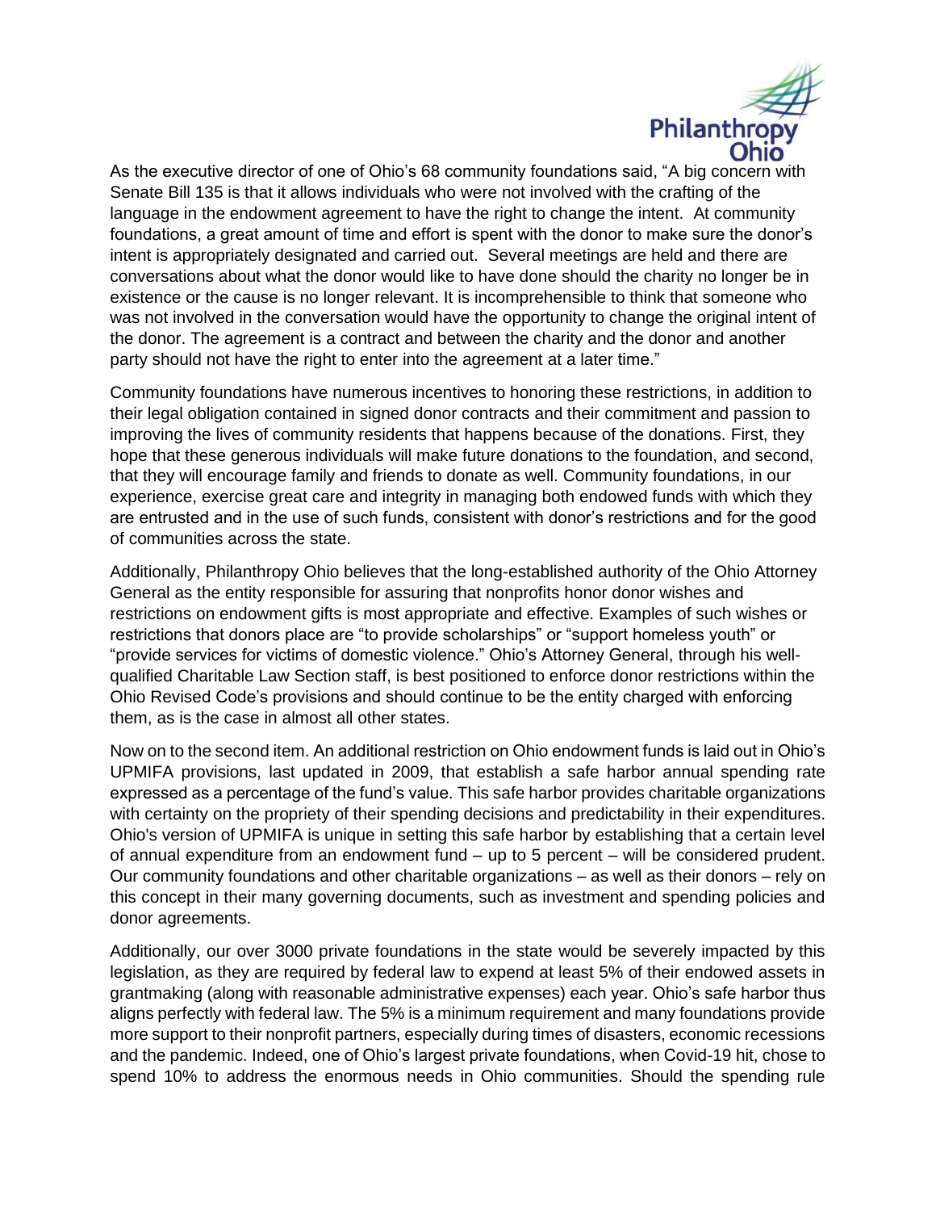As the executive director of one of Ohio's 68 community foundations said, "A big concern with Senate Bill 135 is that it allows individuals who were not involved with the crafting of the language in the endowment agreement to have the right to change the intent. At community foundations, a great amount of time and effort is spent with the donor to make sure the donor's intent is appropriately designated and carried out. Several meetings are held and there are conversations about what the donor would like to have done should the charity no longer be in existence or the cause is no longer relevant. It is incomprehensible to think that someone who was not involved in the conversation would have the opportunity to change the original intent of the donor. The agreement is a contract and between the charity and the donor and another party should not have the right to enter into the agreement at a later time."

Community foundations have numerous incentives to honoring these restrictions, in addition to their legal obligation contained in signed donor contracts and their commitment and passion to improving the lives of community residents that happens because of the donations. First, they hope that these generous individuals will make future donations to the foundation, and second, that they will encourage family and friends to donate as well. Community foundations, in our experience, exercise great care and integrity in managing both endowed funds with which they are entrusted and in the use of such funds, consistent with donor's restrictions and for the good of communities across the state.

Additionally, Philanthropy Ohio believes that the long-established authority of the Ohio Attorney General as the entity responsible for assuring that nonprofits honor donor wishes and restrictions on endowment gifts is most appropriate and effective. Examples of such wishes or restrictions that donors place are "to provide scholarships" or "support homeless youth" or "provide services for victims of domestic violence." Ohio's Attorney General, through his well-qualified Charitable Law Section staff, is best positioned to enforce donor restrictions within the Ohio Revised Code's provisions and should continue to be the entity charged with enforcing them, as is the case in almost all other states.

Now on to the second item. An additional restriction on Ohio endowment funds is laid out in Ohio's UPMIFA provisions, last updated in 2009, that establish a safe harbor annual spending rate expressed as a percentage of the fund's value. This safe harbor provides charitable organizations with certainty on the propriety of their spending decisions and predictability in their expenditures. Ohio's version of UPMIFA is unique in setting this safe harbor by establishing that a certain level of annual expenditure from an endowment fund – up to 5 percent – will be considered prudent. Our community foundations and other charitable organizations – as well as their donors – rely on this concept in their many governing documents, such as investment and spending policies and donor agreements.

Additionally, our over 3000 private foundations in the state would be severely impacted by this legislation, as they are required by federal law to expend at least 5% of their endowed assets in grantmaking (along with reasonable administrative expenses) each year. Ohio's safe harbor thus aligns perfectly with federal law. The 5% is a minimum requirement and many foundations provide more support to their nonprofit partners, especially during times of disasters, economic recessions and the pandemic. Indeed, one of Ohio's largest private foundations, when Covid-19 hit, chose to spend 10% to address the enormous needs in Ohio communities. Should the spending rule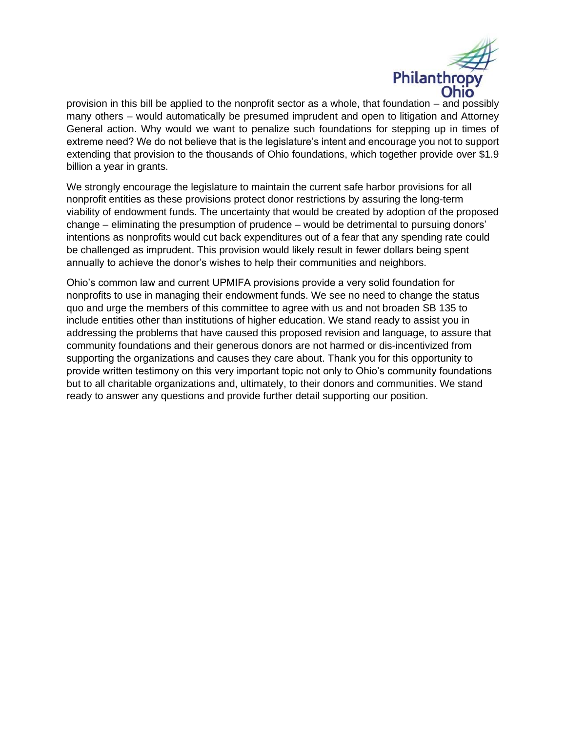provision in this bill be applied to the nonprofit sector as a whole, that foundation – and possibly many others – would automatically be presumed imprudent and open to litigation and Attorney General action. Why would we want to penalize such foundations for stepping up in times of extreme need? We do not believe that is the legislature's intent and encourage you not to support extending that provision to the thousands of Ohio foundations, which together provide over $1.9 billion a year in grants.

We strongly encourage the legislature to maintain the current safe harbor provisions for all nonprofit entities as these provisions protect donor restrictions by assuring the long-term viability of endowment funds. The uncertainty that would be created by adoption of the proposed change – eliminating the presumption of prudence – would be detrimental to pursuing donors' intentions as nonprofits would cut back expenditures out of a fear that any spending rate could be challenged as imprudent. This provision would likely result in fewer dollars being spent annually to achieve the donor's wishes to help their communities and neighbors.

Ohio's common law and current UPMIFA provisions provide a very solid foundation for nonprofits to use in managing their endowment funds. We see no need to change the status quo and urge the members of this committee to agree with us and not broaden SB 135 to include entities other than institutions of higher education. We stand ready to assist you in addressing the problems that have caused this proposed revision and language, to assure that community foundations and their generous donors are not harmed or dis-incentivized from supporting the organizations and causes they care about. Thank you for this opportunity to provide written testimony on this very important topic not only to Ohio's community foundations but to all charitable organizations and, ultimately, to their donors and communities. We stand ready to answer any questions and provide further detail supporting our position.